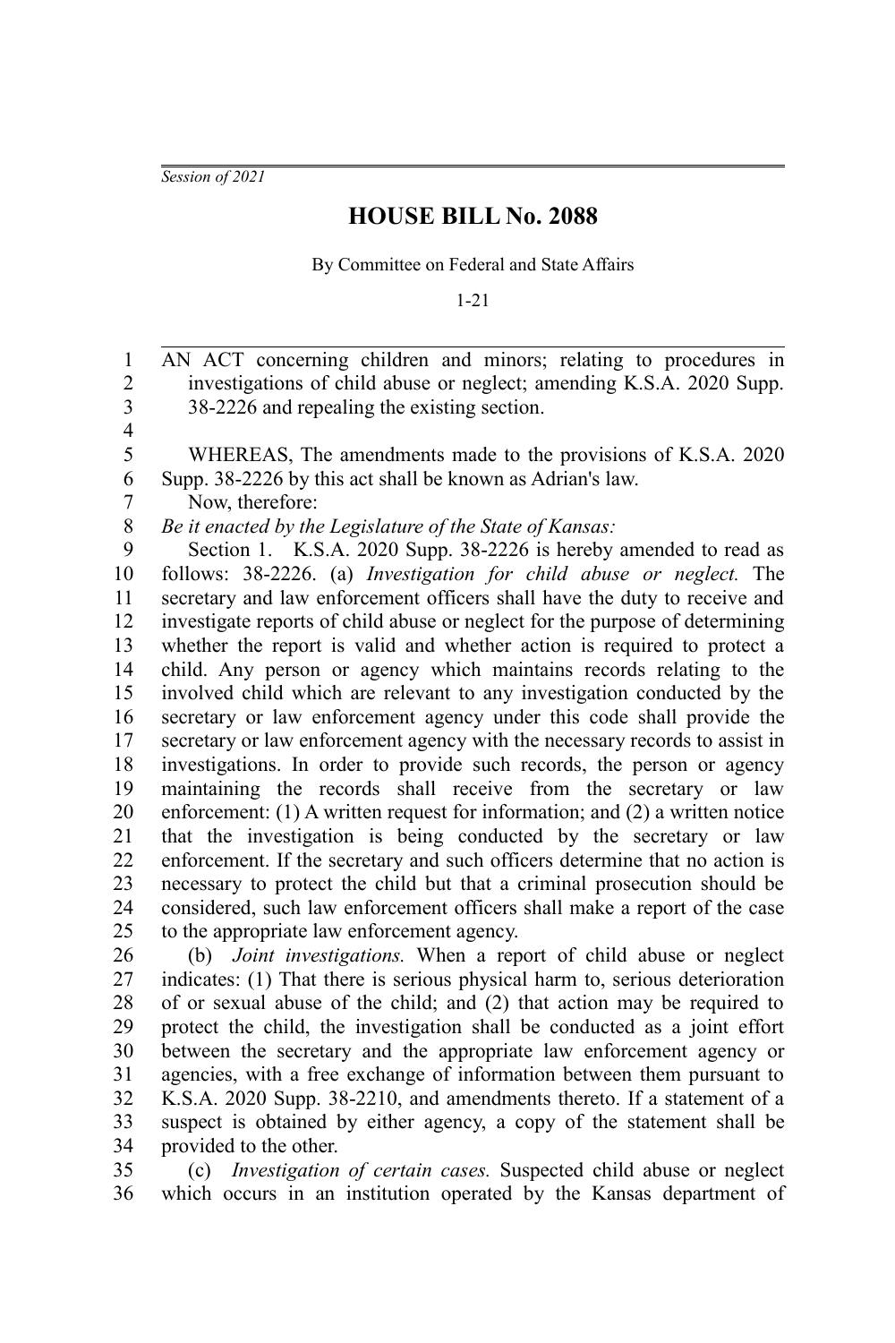*Session of 2021*

# HOUSE BILL No. 2088

By Committee on Federal and State Affairs

1-21

AN ACT concerning children and minors; relating to procedures in investigations of child abuse or neglect; amending K.S.A. 2020 Supp. 38-2226 and repealing the existing section.

WHEREAS, The amendments made to the provisions of K.S.A. 2020 Supp. 38-2226 by this act shall be known as Adrian's law.

Now, therefore:

*Be it enacted by the Legislature of the State of Kansas:*

Section 1. K.S.A. 2020 Supp. 38-2226 is hereby amended to read as follows: 38-2226. (a) *Investigation for child abuse or neglect.* The secretary and law enforcement officers shall have the duty to receive and investigate reports of child abuse or neglect for the purpose of determining whether the report is valid and whether action is required to protect a child. Any person or agency which maintains records relating to the involved child which are relevant to any investigation conducted by the secretary or law enforcement agency under this code shall provide the secretary or law enforcement agency with the necessary records to assist in investigations. In order to provide such records, the person or agency maintaining the records shall receive from the secretary or law enforcement: (1) A written request for information; and (2) a written notice that the investigation is being conducted by the secretary or law enforcement. If the secretary and such officers determine that no action is necessary to protect the child but that a criminal prosecution should be considered, such law enforcement officers shall make a report of the case to the appropriate law enforcement agency.

(b) *Joint investigations.* When a report of child abuse or neglect indicates: (1) That there is serious physical harm to, serious deterioration of or sexual abuse of the child; and (2) that action may be required to protect the child, the investigation shall be conducted as a joint effort between the secretary and the appropriate law enforcement agency or agencies, with a free exchange of information between them pursuant to K.S.A. 2020 Supp. 38-2210, and amendments thereto. If a statement of a suspect is obtained by either agency, a copy of the statement shall be provided to the other.

(c) *Investigation of certain cases.* Suspected child abuse or neglect which occurs in an institution operated by the Kansas department of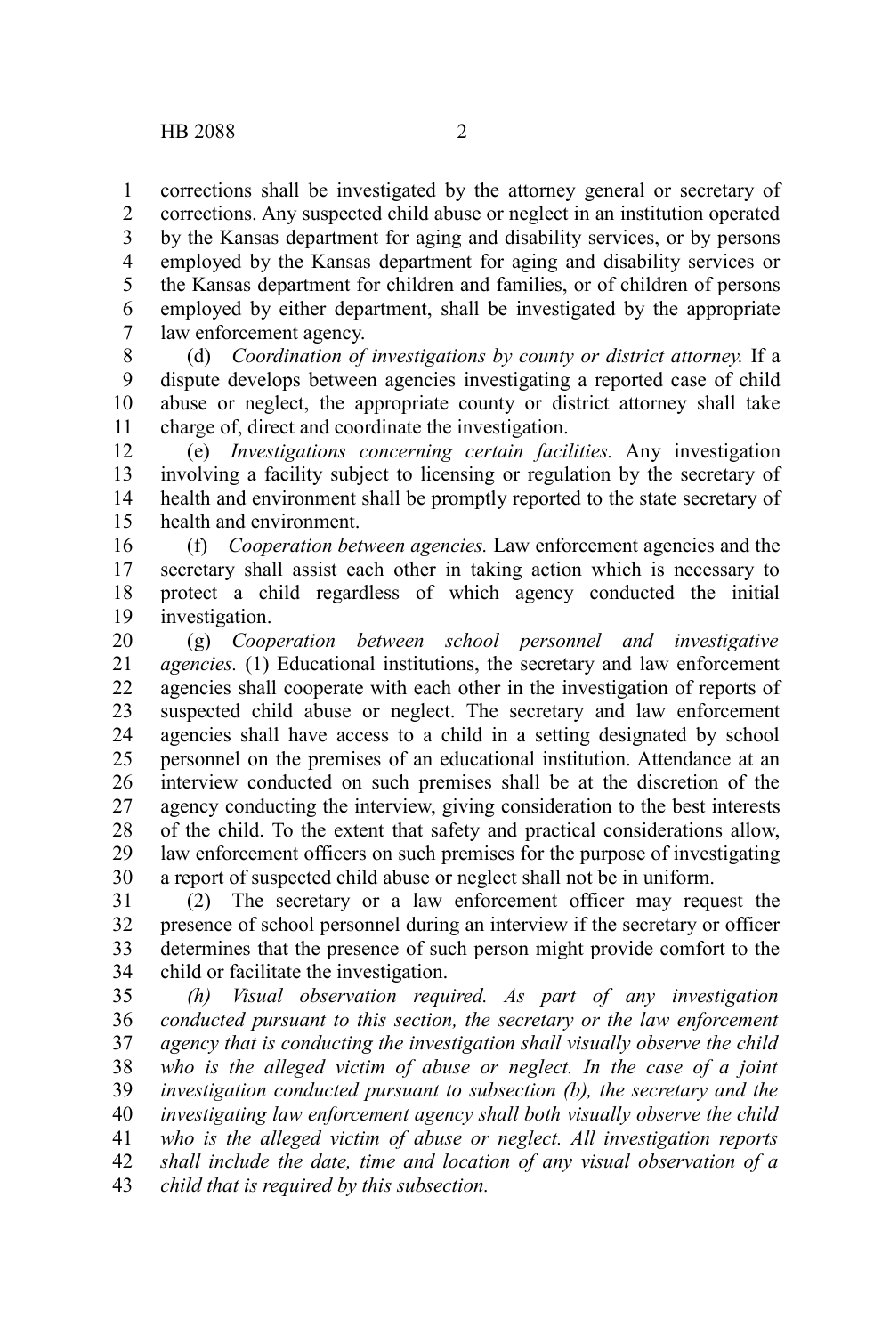corrections shall be investigated by the attorney general or secretary of corrections. Any suspected child abuse or neglect in an institution operated by the Kansas department for aging and disability services, or by persons employed by the Kansas department for aging and disability services or the Kansas department for children and families, or of children of persons employed by either department, shall be investigated by the appropriate law enforcement agency.

(d) *Coordination of investigations by county or district attorney.* If a dispute develops between agencies investigating a reported case of child abuse or neglect, the appropriate county or district attorney shall take charge of, direct and coordinate the investigation.

(e) *Investigations concerning certain facilities.* Any investigation involving a facility subject to licensing or regulation by the secretary of health and environment shall be promptly reported to the state secretary of health and environment.

(f) *Cooperation between agencies.* Law enforcement agencies and the secretary shall assist each other in taking action which is necessary to protect a child regardless of which agency conducted the initial investigation.

(g) *Cooperation between school personnel and investigative agencies.* (1) Educational institutions, the secretary and law enforcement agencies shall cooperate with each other in the investigation of reports of suspected child abuse or neglect. The secretary and law enforcement agencies shall have access to a child in a setting designated by school personnel on the premises of an educational institution. Attendance at an interview conducted on such premises shall be at the discretion of the agency conducting the interview, giving consideration to the best interests of the child. To the extent that safety and practical considerations allow, law enforcement officers on such premises for the purpose of investigating a report of suspected child abuse or neglect shall not be in uniform.

(2) The secretary or a law enforcement officer may request the presence of school personnel during an interview if the secretary or officer determines that the presence of such person might provide comfort to the child or facilitate the investigation.

*(h) Visual observation required. As part of any investigation conducted pursuant to this section, the secretary or the law enforcement agency that is conducting the investigation shall visually observe the child who is the alleged victim of abuse or neglect. In the case of a joint investigation conducted pursuant to subsection (b), the secretary and the investigating law enforcement agency shall both visually observe the child who is the alleged victim of abuse or neglect. All investigation reports shall include the date, time and location of any visual observation of a child that is required by this subsection.*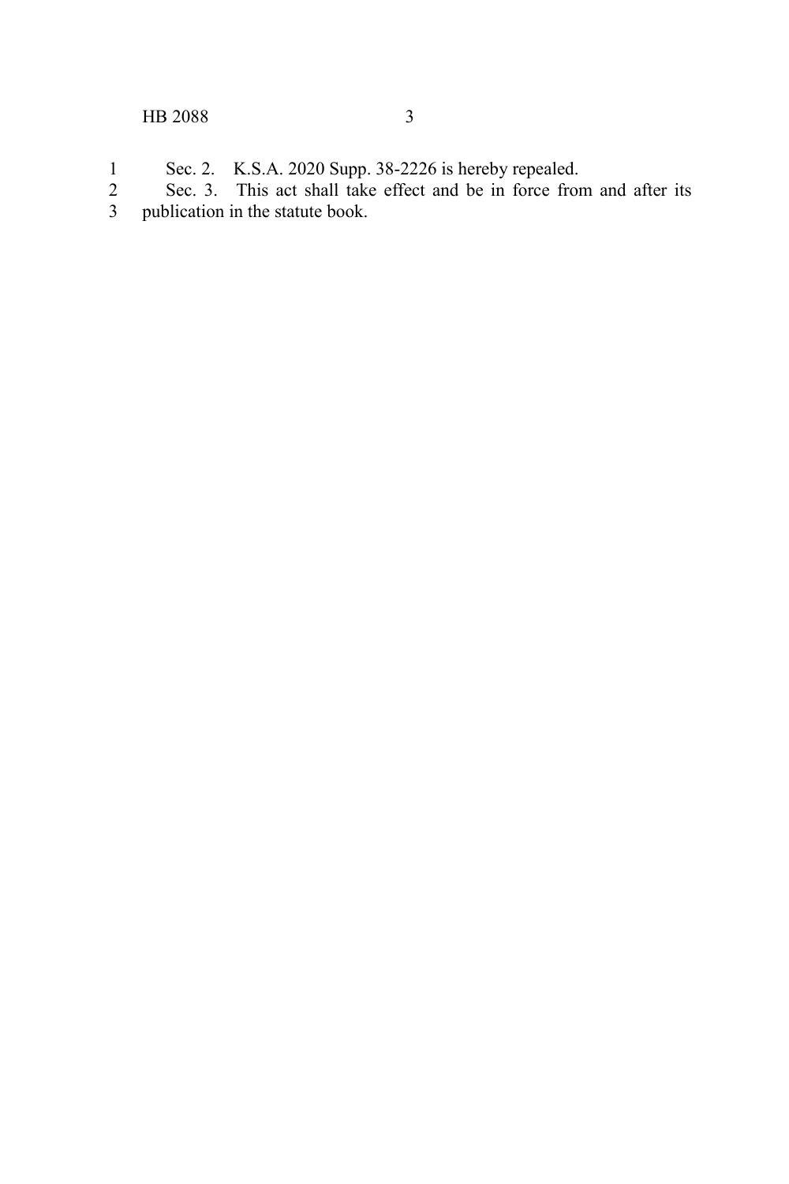Sec. 2. K.S.A. 2020 Supp. 38-2226 is hereby repealed.

Sec. 3. This act shall take effect and be in force from and after its publication in the statute book.